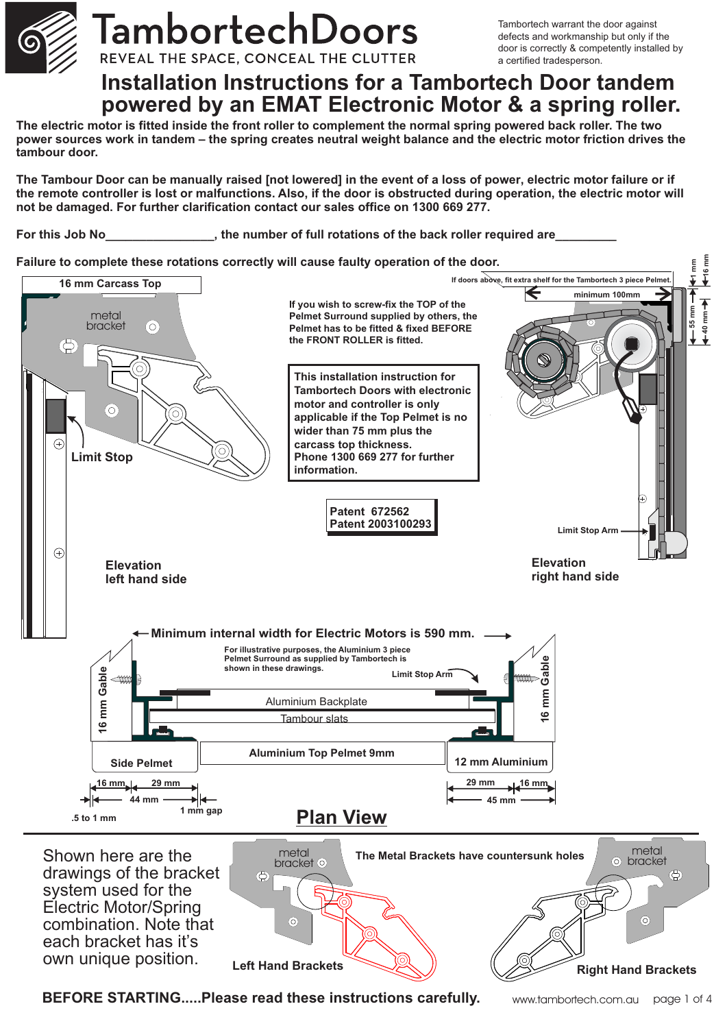# TambortechDoors

REVEAL THE SPACE, CONCEAL THE CLUTTER

Tambortech warrant the door against defects and workmanship but only if the door is correctly & competently installed by a certified tradesperson.

# Installation Instructions for a Tambortech Door tandem powered by an EMAT Electronic Motor & a spring roller.

**The electric motor is fitted inside the front roller to complement the normal spring powered back roller. The two power sources work in tandem – the spring creates neutral weight balance and the electric motor friction drives the tambour door.**

**The Tambour Door can be manually raised [not lowered] in the event of a loss of power, electric motor failure or if the remote controller is lost or malfunctions. Also, if the door is obstructed during operation, the electric motor will not be damaged. For further clarification contact our sales office on 1300 669 277.**

**For this Job No________________, the number of full rotations of the back roller required are_________**

**Failure to complete these rotations correctly will cause faulty operation of the door.**

16 mm Carcass Top

metal bracket

Limit Stop

Elevation left hand side

If you wish to screw-fix the TOP of the Pelmet Surround supplied by others, the Pelmet has to be fitted & fixed BEFORE the FRONT ROLLER is fitted.

This installation instruction for Tambortech Doors with electronic motor and controller is only applicable if the Top Pelmet is no wider than 75 mm plus the carcass top thickness. Phone 1300 669 277 for further information.

Patent 672562
Patent 2003100293

If doors above, fit extra shelf for the Tambortech 3 piece Pelmet.

minimum 100mm

1 mm

16 mm

55 mm

40 mm

Limit Stop Arm

Elevation right hand side

Minimum internal width for Electric Motors is 590 mm.

For illustrative purposes, the Aluminium 3 piece Pelmet Surround as supplied by Tambortech is shown in these drawings.

Limit Stop Arm

16 mm Gable

16 mm Gable

Aluminium Backplate

Tambour slats

Side Pelmet

Aluminium Top Pelmet 9mm

12 mm Aluminium

16 mm | 29 mm | 44 mm | .5 to 1 mm | 1 mm gap

29 mm | 16 mm | 45 mm

## Plan View

Shown here are the drawings of the bracket system used for the Electric Motor/Spring combination. Note that each bracket has it's own unique position.

metal bracket

The Metal Brackets have countersunk holes

metal bracket

Left Hand Brackets

Right Hand Brackets

**BEFORE STARTING.....Please read these instructions carefully.**

www.tambortech.com.au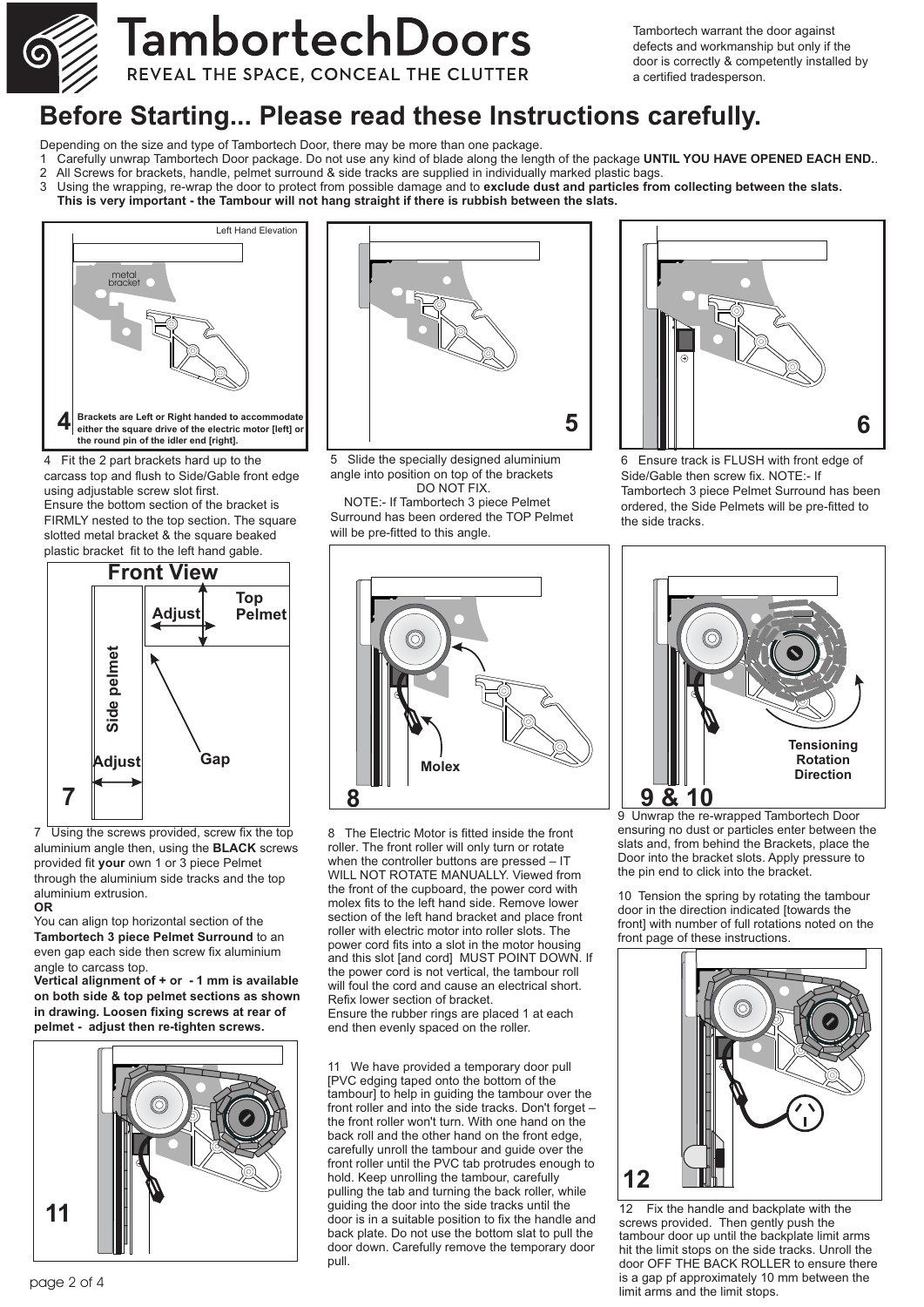# TambortechDoors

REVEAL THE SPACE, CONCEAL THE CLUTTER

Tambortech warrant the door against defects and workmanship but only if the door is correctly & competently installed by a certified tradesperson.

# Before Starting... Please read these Instructions carefully.

Depending on the size and type of Tambortech Door, there may be more than one package.

1 Carefully unwrap Tambortech Door package. Do not use any kind of blade along the length of the package **UNTIL YOU HAVE OPENED EACH END.**.
2 All Screws for brackets, handle, pelmet surround & side tracks are supplied in individually marked plastic bags.
3 Using the wrapping, re-wrap the door to protect from possible damage and to **exclude dust and particles from collecting between the slats. This is very important - the Tambour will not hang straight if there is rubbish between the slats.**

Left Hand Elevation

metal bracket

**4 Brackets are Left or Right handed to accommodate either the square drive of the electric motor [left] or the round pin of the idler end [right].**

4 Fit the 2 part brackets hard up to the carcass top and flush to Side/Gable front edge using adjustable screw slot first.
Ensure the bottom section of the bracket is FIRMLY nested to the top section. The square slotted metal bracket & the square beaked plastic bracket fit to the left hand gable.

5 Slide the specially designed aluminium angle into position on top of the brackets DO NOT FIX.
NOTE:- If Tambortech 3 piece Pelmet Surround has been ordered the TOP Pelmet will be pre-fitted to this angle.

6 Ensure track is FLUSH with front edge of Side/Gable then screw fix. NOTE:- If Tambortech 3 piece Pelmet Surround has been ordered, the Side Pelmets will be pre-fitted to the side tracks.

**Front View**

Top Pelmet — Adjust — Side pelmet — Adjust — Gap

7 Using the screws provided, screw fix the top aluminium angle then, using the **BLACK** screws provided fit **your** own 1 or 3 piece Pelmet through the aluminium side tracks and the top aluminium extrusion.
**OR**
You can align top horizontal section of the **Tambortech 3 piece Pelmet Surround** to an even gap each side then screw fix aluminium angle to carcass top.
**Vertical alignment of + or - 1 mm is available on both side & top pelmet sections as shown in drawing. Loosen fixing screws at rear of pelmet - adjust then re-tighten screws.**

Molex

8 The Electric Motor is fitted inside the front roller. The front roller will only turn or rotate when the controller buttons are pressed – IT WILL NOT ROTATE MANUALLY. Viewed from the front of the cupboard, the power cord with molex fits to the left hand side. Remove lower section of the left hand bracket and place front roller with electric motor into roller slots. The power cord fits into a slot in the motor housing and this slot [and cord] MUST POINT DOWN. If the power cord is not vertical, the tambour roll will foul the cord and cause an electrical short. Refix lower section of bracket.
Ensure the rubber rings are placed 1 at each end then evenly spaced on the roller.

Tensioning Rotation Direction

9 Unwrap the re-wrapped Tambortech Door ensuring no dust or particles enter between the slats and, from behind the Brackets, place the Door into the bracket slots. Apply pressure to the pin end to click into the bracket.

10 Tension the spring by rotating the tambour door in the direction indicated [towards the front] with number of full rotations noted on the front page of these instructions.

11 We have provided a temporary door pull [PVC edging taped onto the bottom of the tambour] to help in guiding the tambour over the front roller and into the side tracks. Don't forget – the front roller won't turn. With one hand on the back roll and the other hand on the front edge, carefully unroll the tambour and guide over the front roller until the PVC tab protrudes enough to hold. Keep unrolling the tambour, carefully pulling the tab and turning the back roller, while guiding the door into the side tracks until the door is in a suitable position to fix the handle and back plate. Do not use the bottom slat to pull the door down. Carefully remove the temporary door pull.

12 Fix the handle and backplate with the screws provided. Then gently push the tambour door up until the backplate limit arms hit the limit stops on the side tracks. Unroll the door OFF THE BACK ROLLER to ensure there is a gap pf approximately 10 mm between the limit arms and the limit stops.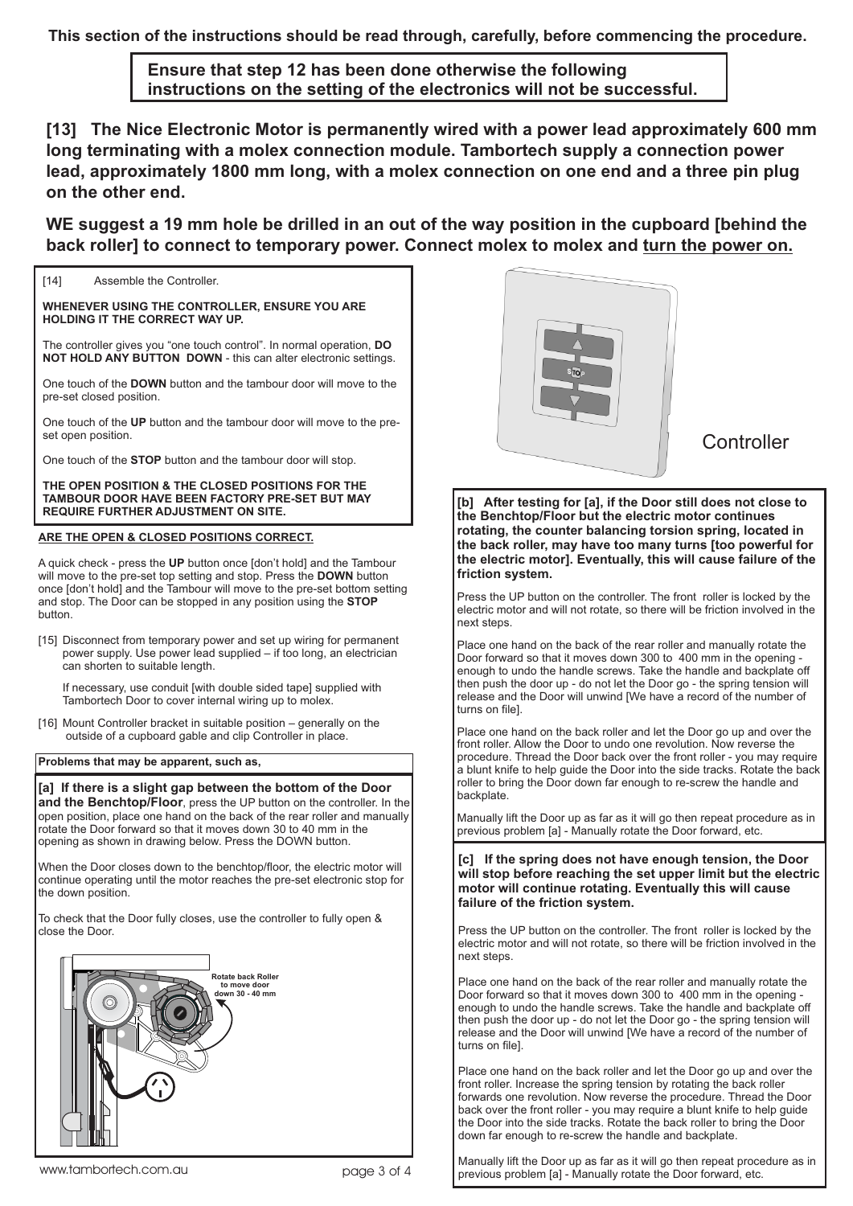**This section of the instructions should be read through, carefully, before commencing the procedure.**

**Ensure that step 12 has been done otherwise the following instructions on the setting of the electronics will not be successful.**

**[13] The Nice Electronic Motor is permanently wired with a power lead approximately 600 mm long terminating with a molex connection module. Tambortech supply a connection power lead, approximately 1800 mm long, with a molex connection on one end and a three pin plug on the other end.**

**WE suggest a 19 mm hole be drilled in an out of the way position in the cupboard [behind the back roller] to connect to temporary power. Connect molex to molex and turn the power on.**

[14] Assemble the Controller.

**WHENEVER USING THE CONTROLLER, ENSURE YOU ARE HOLDING IT THE CORRECT WAY UP.**

The controller gives you "one touch control". In normal operation, **DO NOT HOLD ANY BUTTON DOWN** - this can alter electronic settings.

One touch of the **DOWN** button and the tambour door will move to the pre-set closed position.

One touch of the **UP** button and the tambour door will move to the pre-set open position.

One touch of the **STOP** button and the tambour door will stop.

**THE OPEN POSITION & THE CLOSED POSITIONS FOR THE TAMBOUR DOOR HAVE BEEN FACTORY PRE-SET BUT MAY REQUIRE FURTHER ADJUSTMENT ON SITE.**

**ARE THE OPEN & CLOSED POSITIONS CORRECT.**

A quick check - press the **UP** button once [don't hold] and the Tambour will move to the pre-set top setting and stop. Press the **DOWN** button once [don't hold] and the Tambour will move to the pre-set bottom setting and stop. The Door can be stopped in any position using the **STOP** button.

[15] Disconnect from temporary power and set up wiring for permanent power supply. Use power lead supplied – if too long, an electrician can shorten to suitable length.

If necessary, use conduit [with double sided tape] supplied with Tambortech Door to cover internal wiring up to molex.

[16] Mount Controller bracket in suitable position – generally on the outside of a cupboard gable and clip Controller in place.

**Problems that may be apparent, such as,**

**[a] If there is a slight gap between the bottom of the Door and the Benchtop/Floor**, press the UP button on the controller. In the open position, place one hand on the back of the rear roller and manually rotate the Door forward so that it moves down 30 to 40 mm in the opening as shown in drawing below. Press the DOWN button.

When the Door closes down to the benchtop/floor, the electric motor will continue operating until the motor reaches the pre-set electronic stop for the down position.

To check that the Door fully closes, use the controller to fully open & close the Door.

Rotate back Roller to move door down 30 - 40 mm

Controller

**[b] After testing for [a], if the Door still does not close to the Benchtop/Floor but the electric motor continues rotating, the counter balancing torsion spring, located in the back roller, may have too many turns [too powerful for the electric motor]. Eventually, this will cause failure of the friction system.**

Press the UP button on the controller. The front roller is locked by the electric motor and will not rotate, so there will be friction involved in the next steps.

Place one hand on the back of the rear roller and manually rotate the Door forward so that it moves down 300 to 400 mm in the opening - enough to undo the handle screws. Take the handle and backplate off then push the door up - do not let the Door go - the spring tension will release and the Door will unwind [We have a record of the number of turns on file].

Place one hand on the back roller and let the Door go up and over the front roller. Allow the Door to undo one revolution. Now reverse the procedure. Thread the Door back over the front roller - you may require a blunt knife to help guide the Door into the side tracks. Rotate the back roller to bring the Door down far enough to re-screw the handle and backplate.

Manually lift the Door up as far as it will go then repeat procedure as in previous problem [a] - Manually rotate the Door forward, etc.

**[c] If the spring does not have enough tension, the Door will stop before reaching the set upper limit but the electric motor will continue rotating. Eventually this will cause failure of the friction system.**

Press the UP button on the controller. The front roller is locked by the electric motor and will not rotate, so there will be friction involved in the next steps.

Place one hand on the back of the rear roller and manually rotate the Door forward so that it moves down 300 to 400 mm in the opening - enough to undo the handle screws. Take the handle and backplate off then push the door up - do not let the Door go - the spring tension will release and the Door will unwind [We have a record of the number of turns on file].

Place one hand on the back roller and let the Door go up and over the front roller. Increase the spring tension by rotating the back roller forwards one revolution. Now reverse the procedure. Thread the Door back over the front roller - you may require a blunt knife to help guide the Door into the side tracks. Rotate the back roller to bring the Door down far enough to re-screw the handle and backplate.

Manually lift the Door up as far as it will go then repeat procedure as in previous problem [a] - Manually rotate the Door forward, etc.

www.tambortech.com.au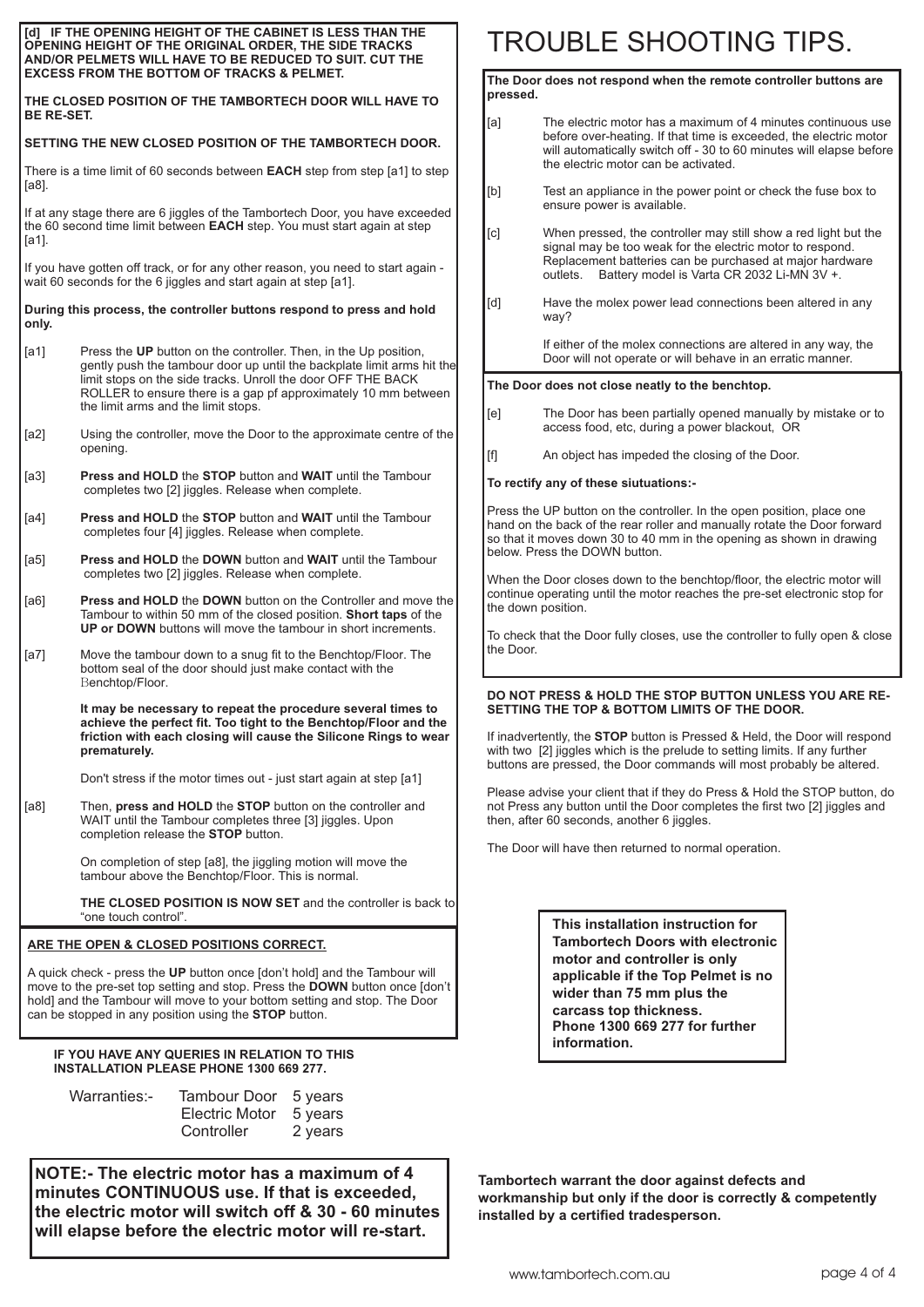**[d] IF THE OPENING HEIGHT OF THE CABINET IS LESS THAN THE OPENING HEIGHT OF THE ORIGINAL ORDER, THE SIDE TRACKS AND/OR PELMETS WILL HAVE TO BE REDUCED TO SUIT. CUT THE EXCESS FROM THE BOTTOM OF TRACKS & PELMET.**

**THE CLOSED POSITION OF THE TAMBORTECH DOOR WILL HAVE TO BE RE-SET.**

**SETTING THE NEW CLOSED POSITION OF THE TAMBORTECH DOOR.**

There is a time limit of 60 seconds between **EACH** step from step [a1] to step [a8].

If at any stage there are 6 jiggles of the Tambortech Door, you have exceeded the 60 second time limit between **EACH** step. You must start again at step [a1].

If you have gotten off track, or for any other reason, you need to start again - wait 60 seconds for the 6 jiggles and start again at step [a1].

**During this process, the controller buttons respond to press and hold only.**

[a1] Press the **UP** button on the controller. Then, in the Up position, gently push the tambour door up until the backplate limit arms hit the limit stops on the side tracks. Unroll the door OFF THE BACK ROLLER to ensure there is a gap pf approximately 10 mm between the limit arms and the limit stops.

[a2] Using the controller, move the Door to the approximate centre of the opening.

[a3] **Press and HOLD** the **STOP** button and **WAIT** until the Tambour completes two [2] jiggles. Release when complete.

[a4] **Press and HOLD** the **STOP** button and **WAIT** until the Tambour completes four [4] jiggles. Release when complete.

[a5] **Press and HOLD** the **DOWN** button and **WAIT** until the Tambour completes two [2] jiggles. Release when complete.

[a6] **Press and HOLD** the **DOWN** button on the Controller and move the Tambour to within 50 mm of the closed position. **Short taps** of the **UP or DOWN** buttons will move the tambour in short increments.

[a7] Move the tambour down to a snug fit to the Benchtop/Floor. The bottom seal of the door should just make contact with the Benchtop/Floor.

**It may be necessary to repeat the procedure several times to achieve the perfect fit. Too tight to the Benchtop/Floor and the friction with each closing will cause the Silicone Rings to wear prematurely.**

Don't stress if the motor times out - just start again at step [a1]

[a8] Then, **press and HOLD** the **STOP** button on the controller and WAIT until the Tambour completes three [3] jiggles. Upon completion release the **STOP** button.

On completion of step [a8], the jiggling motion will move the tambour above the Benchtop/Floor. This is normal.

**THE CLOSED POSITION IS NOW SET** and the controller is back to "one touch control".

**ARE THE OPEN & CLOSED POSITIONS CORRECT.**

A quick check - press the **UP** button once [don't hold] and the Tambour will move to the pre-set top setting and stop. Press the **DOWN** button once [don't hold] and the Tambour will move to your bottom setting and stop. The Door can be stopped in any position using the **STOP** button.

**IF YOU HAVE ANY QUERIES IN RELATION TO THIS INSTALLATION PLEASE PHONE 1300 669 277.**

| | | |
|---|---|---|
| Warranties:- | Tambour Door | 5 years |
| | Electric Motor | 5 years |
| | Controller | 2 years |

**NOTE:- The electric motor has a maximum of 4 minutes CONTINUOUS use. If that is exceeded, the electric motor will switch off & 30 - 60 minutes will elapse before the electric motor will re-start.**

# TROUBLE SHOOTING TIPS.

**The Door does not respond when the remote controller buttons are pressed.**

[a] The electric motor has a maximum of 4 minutes continuous use before over-heating. If that time is exceeded, the electric motor will automatically switch off - 30 to 60 minutes will elapse before the electric motor can be activated.

[b] Test an appliance in the power point or check the fuse box to ensure power is available.

[c] When pressed, the controller may still show a red light but the signal may be too weak for the electric motor to respond. Replacement batteries can be purchased at major hardware outlets. Battery model is Varta CR 2032 Li-MN 3V +.

[d] Have the molex power lead connections been altered in any way?

If either of the molex connections are altered in any way, the Door will not operate or will behave in an erratic manner.

**The Door does not close neatly to the benchtop.**

[e] The Door has been partially opened manually by mistake or to access food, etc, during a power blackout, OR

[f] An object has impeded the closing of the Door.

**To rectify any of these siuations:-**

Press the UP button on the controller. In the open position, place one hand on the back of the rear roller and manually rotate the Door forward so that it moves down 30 to 40 mm in the opening as shown in drawing below. Press the DOWN button.

When the Door closes down to the benchtop/floor, the electric motor will continue operating until the motor reaches the pre-set electronic stop for the down position.

To check that the Door fully closes, use the controller to fully open & close the Door.

**DO NOT PRESS & HOLD THE STOP BUTTON UNLESS YOU ARE RE-SETTING THE TOP & BOTTOM LIMITS OF THE DOOR.**

If inadvertently, the **STOP** button is Pressed & Held, the Door will respond with two [2] jiggles which is the prelude to setting limits. If any further buttons are pressed, the Door commands will most probably be altered.

Please advise your client that if they do Press & Hold the STOP button, do not Press any button until the Door completes the first two [2] jiggles and then, after 60 seconds, another 6 jiggles.

The Door will have then returned to normal operation.

**This installation instruction for Tambortech Doors with electronic motor and controller is only applicable if the Top Pelmet is no wider than 75 mm plus the carcass top thickness. Phone 1300 669 277 for further information.**

**Tambortech warrant the door against defects and workmanship but only if the door is correctly & competently installed by a certified tradesperson.**

www.tambortech.com.au